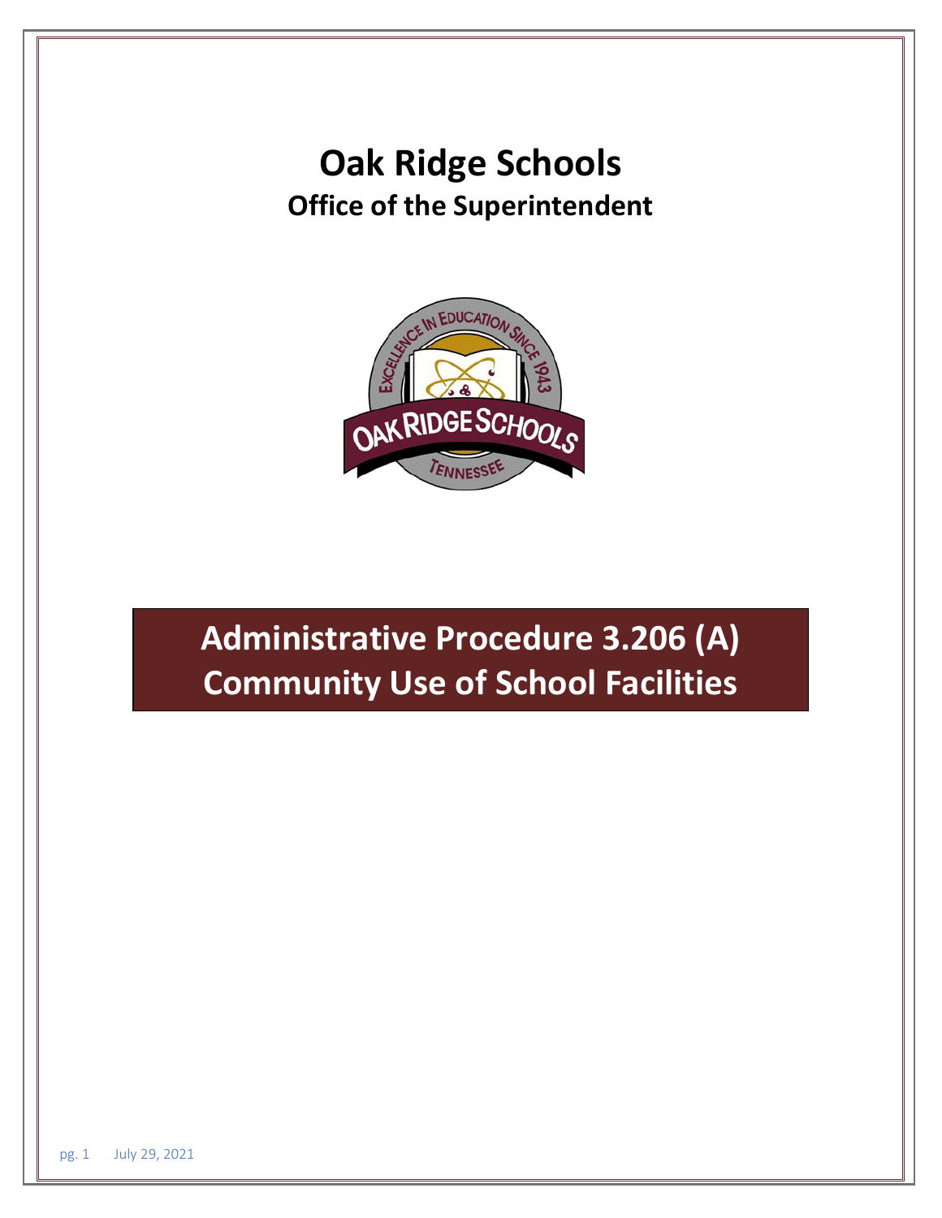# Oak Ridge Schools

## Office of the Superintendent

# Administrative Procedure 3.206 (A)

# Community Use of School Facilities

July 29, 2021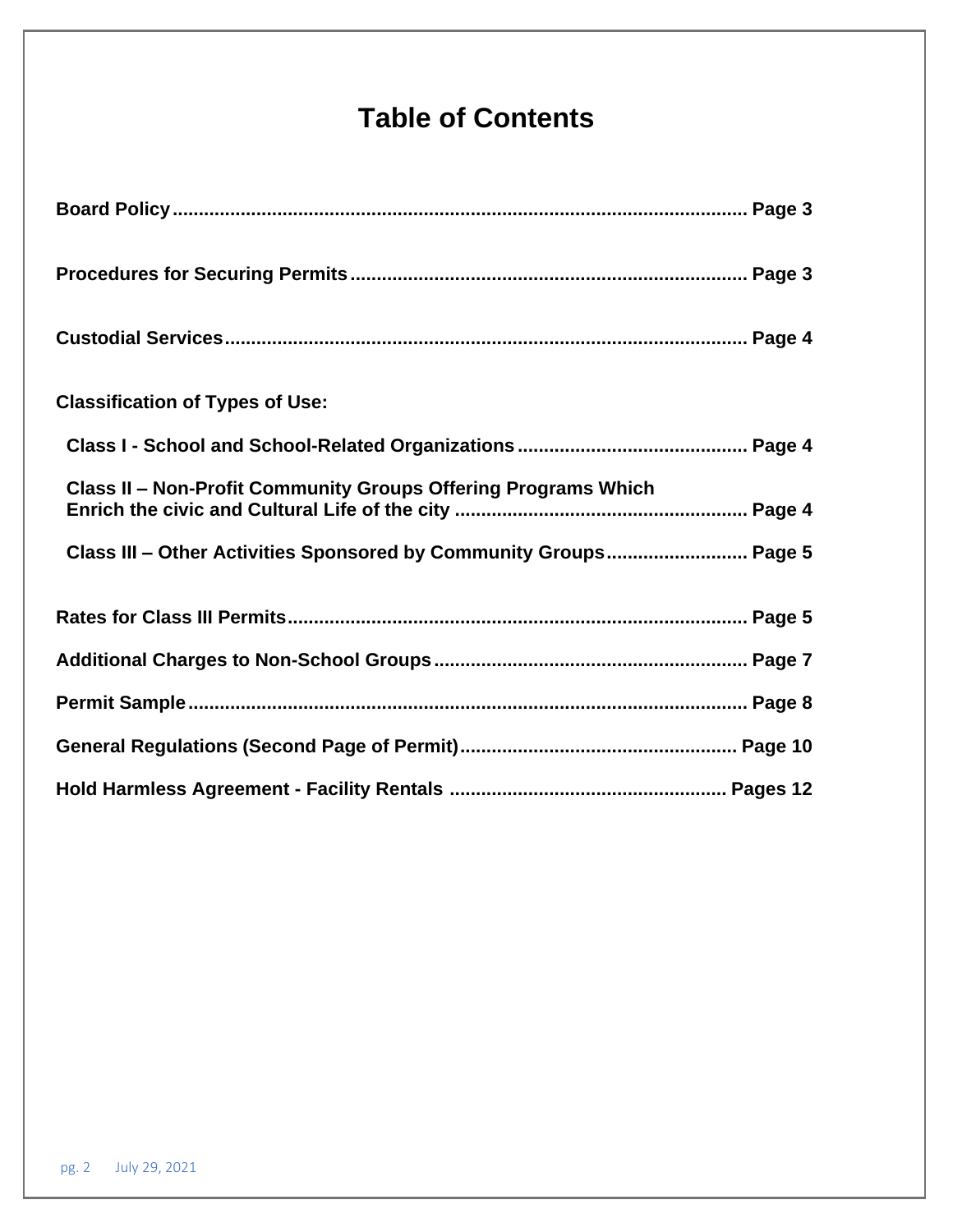# Table of Contents

**Board Policy** ........................................ **Page 3**

**Procedures for Securing Permits** ........................................ **Page 3**

**Custodial Services** ........................................ **Page 4**

**Classification of Types of Use:**

- **Class I - School and School-Related Organizations** ........................................ **Page 4**
- **Class II – Non-Profit Community Groups Offering Programs Which Enrich the civic and Cultural Life of the city** ........................................ **Page 4**
- **Class III – Other Activities Sponsored by Community Groups** ........................................ **Page 5**

**Rates for Class III Permits** ........................................ **Page 5**

**Additional Charges to Non-School Groups** ........................................ **Page 7**

**Permit Sample** ........................................ **Page 8**

**General Regulations (Second Page of Permit)** ........................................ **Page 10**

**Hold Harmless Agreement - Facility Rentals** ........................................ **Pages 12**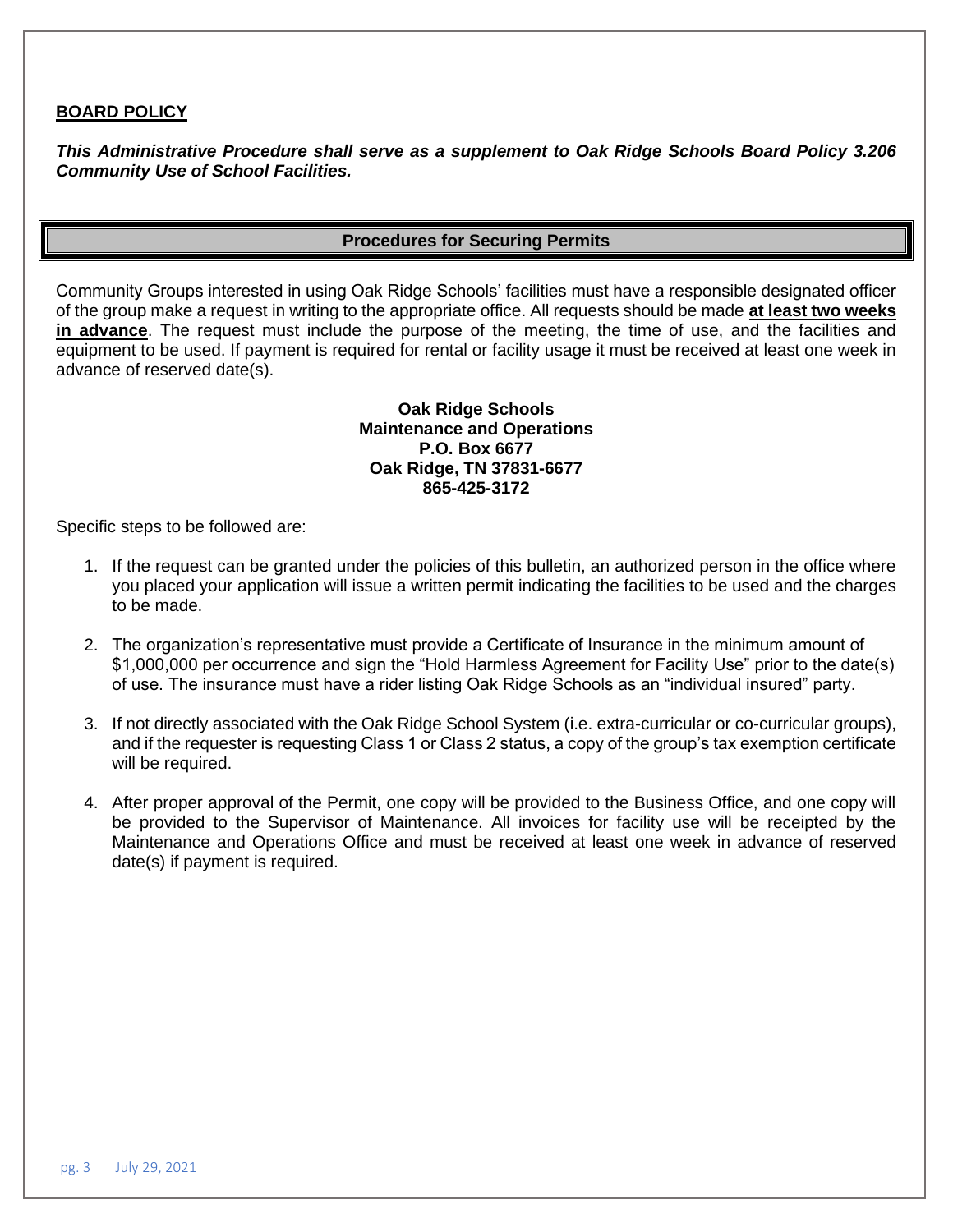**BOARD POLICY**

***This Administrative Procedure shall serve as a supplement to Oak Ridge Schools Board Policy 3.206 Community Use of School Facilities.***

## Procedures for Securing Permits

Community Groups interested in using Oak Ridge Schools' facilities must have a responsible designated officer of the group make a request in writing to the appropriate office. All requests should be made **at least two weeks in advance**. The request must include the purpose of the meeting, the time of use, and the facilities and equipment to be used. If payment is required for rental or facility usage it must be received at least one week in advance of reserved date(s).

**Oak Ridge Schools**
**Maintenance and Operations**
**P.O. Box 6677**
**Oak Ridge, TN 37831-6677**
**865-425-3172**

Specific steps to be followed are:

1. If the request can be granted under the policies of this bulletin, an authorized person in the office where you placed your application will issue a written permit indicating the facilities to be used and the charges to be made.

2. The organization's representative must provide a Certificate of Insurance in the minimum amount of $1,000,000 per occurrence and sign the "Hold Harmless Agreement for Facility Use" prior to the date(s) of use. The insurance must have a rider listing Oak Ridge Schools as an "individual insured" party.

3. If not directly associated with the Oak Ridge School System (i.e. extra-curricular or co-curricular groups), and if the requester is requesting Class 1 or Class 2 status, a copy of the group's tax exemption certificate will be required.

4. After proper approval of the Permit, one copy will be provided to the Business Office, and one copy will be provided to the Supervisor of Maintenance. All invoices for facility use will be receipted by the Maintenance and Operations Office and must be received at least one week in advance of reserved date(s) if payment is required.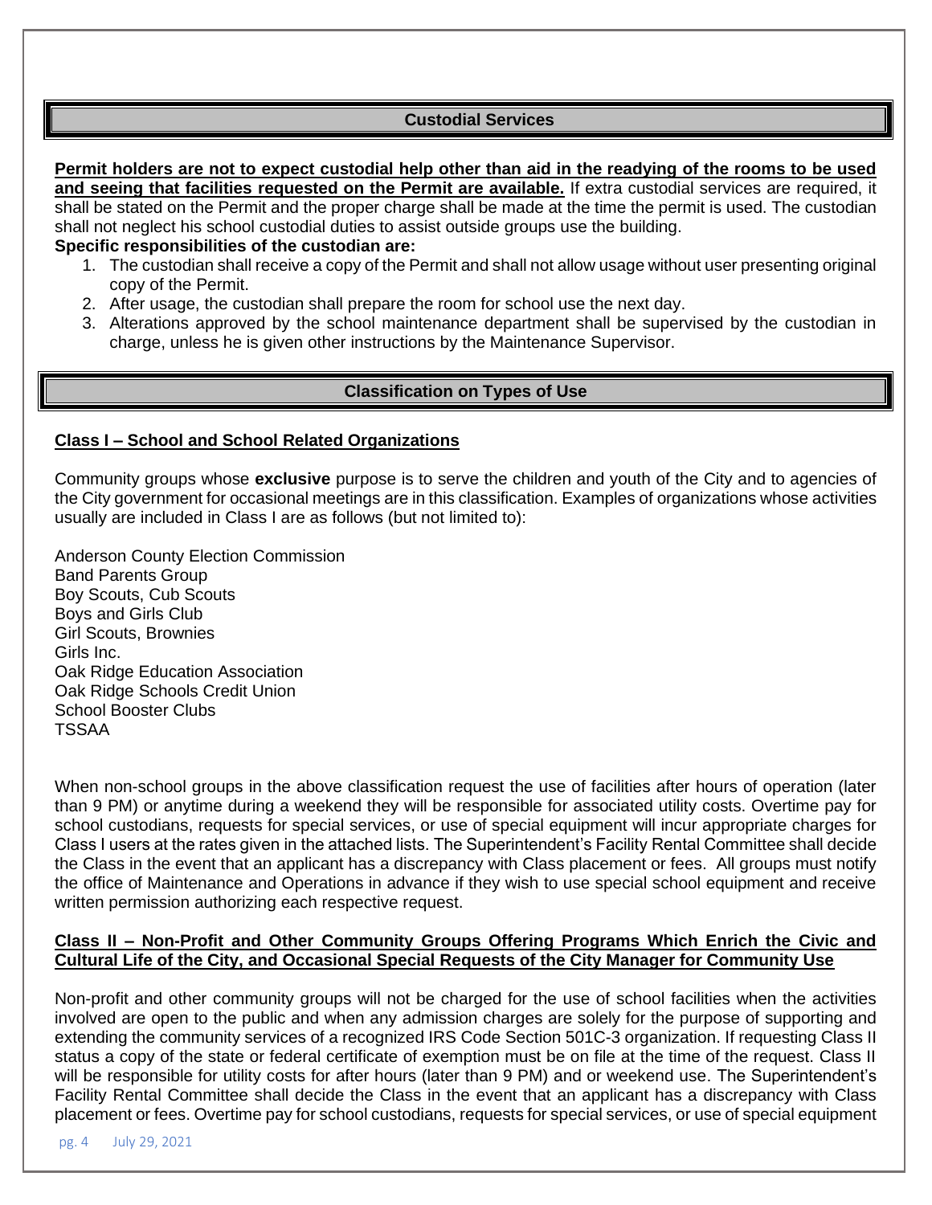## Custodial Services

**Permit holders are not to expect custodial help other than aid in the readying of the rooms to be used and seeing that facilities requested on the Permit are available.** If extra custodial services are required, it shall be stated on the Permit and the proper charge shall be made at the time the permit is used. The custodian shall not neglect his school custodial duties to assist outside groups use the building.

**Specific responsibilities of the custodian are:**

1. The custodian shall receive a copy of the Permit and shall not allow usage without user presenting original copy of the Permit.
2. After usage, the custodian shall prepare the room for school use the next day.
3. Alterations approved by the school maintenance department shall be supervised by the custodian in charge, unless he is given other instructions by the Maintenance Supervisor.

## Classification on Types of Use

### Class I – School and School Related Organizations

Community groups whose **exclusive** purpose is to serve the children and youth of the City and to agencies of the City government for occasional meetings are in this classification. Examples of organizations whose activities usually are included in Class I are as follows (but not limited to):

Anderson County Election Commission
Band Parents Group
Boy Scouts, Cub Scouts
Boys and Girls Club
Girl Scouts, Brownies
Girls Inc.
Oak Ridge Education Association
Oak Ridge Schools Credit Union
School Booster Clubs
TSSAA

When non-school groups in the above classification request the use of facilities after hours of operation (later than 9 PM) or anytime during a weekend they will be responsible for associated utility costs. Overtime pay for school custodians, requests for special services, or use of special equipment will incur appropriate charges for Class I users at the rates given in the attached lists. The Superintendent's Facility Rental Committee shall decide the Class in the event that an applicant has a discrepancy with Class placement or fees. All groups must notify the office of Maintenance and Operations in advance if they wish to use special school equipment and receive written permission authorizing each respective request.

### Class II – Non-Profit and Other Community Groups Offering Programs Which Enrich the Civic and Cultural Life of the City, and Occasional Special Requests of the City Manager for Community Use

Non-profit and other community groups will not be charged for the use of school facilities when the activities involved are open to the public and when any admission charges are solely for the purpose of supporting and extending the community services of a recognized IRS Code Section 501C-3 organization. If requesting Class II status a copy of the state or federal certificate of exemption must be on file at the time of the request. Class II will be responsible for utility costs for after hours (later than 9 PM) and or weekend use. The Superintendent's Facility Rental Committee shall decide the Class in the event that an applicant has a discrepancy with Class placement or fees. Overtime pay for school custodians, requests for special services, or use of special equipment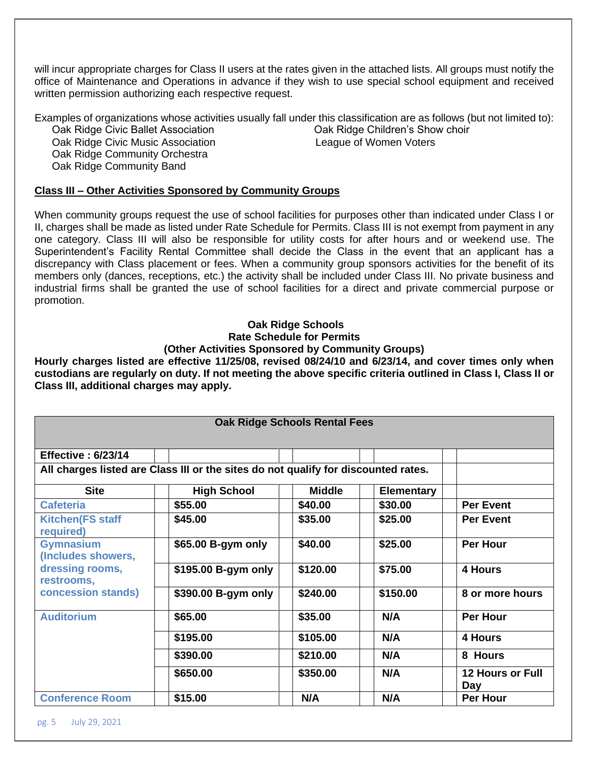will incur appropriate charges for Class II users at the rates given in the attached lists. All groups must notify the office of Maintenance and Operations in advance if they wish to use special school equipment and received written permission authorizing each respective request.

Examples of organizations whose activities usually fall under this classification are as follows (but not limited to):

- Oak Ridge Civic Ballet Association
- Oak Ridge Civic Music Association
- Oak Ridge Community Orchestra
- Oak Ridge Community Band
- Oak Ridge Children's Show choir
- League of Women Voters

**Class III – Other Activities Sponsored by Community Groups**

When community groups request the use of school facilities for purposes other than indicated under Class I or II, charges shall be made as listed under Rate Schedule for Permits. Class III is not exempt from payment in any one category. Class III will also be responsible for utility costs for after hours and or weekend use. The Superintendent's Facility Rental Committee shall decide the Class in the event that an applicant has a discrepancy with Class placement or fees. When a community group sponsors activities for the benefit of its members only (dances, receptions, etc.) the activity shall be included under Class III. No private business and industrial firms shall be granted the use of school facilities for a direct and private commercial purpose or promotion.

**Oak Ridge Schools**
**Rate Schedule for Permits**
**(Other Activities Sponsored by Community Groups)**

**Hourly charges listed are effective 11/25/08, revised 08/24/10 and 6/23/14, and cover times only when custodians are regularly on duty. If not meeting the above specific criteria outlined in Class I, Class II or Class III, additional charges may apply.**

| Oak Ridge Schools Rental Fees | | | | |
|---|---|---|---|---|
| **Effective : 6/23/14** | | | | |
| **All charges listed are Class III or the sites do not qualify for discounted rates.** | | | | |
| **Site** | **High School** | **Middle** | **Elementary** | |
| Cafeteria | $55.00 | $40.00 | $30.00 | Per Event |
| Kitchen(FS staff required) | $45.00 | $35.00 | $25.00 | Per Event |
| Gymnasium (Includes showers, dressing rooms, restrooms, concession stands) | $65.00 B-gym only | $40.00 | $25.00 | Per Hour |
| | $195.00 B-gym only | $120.00 | $75.00 | 4 Hours |
| | $390.00 B-gym only | $240.00 | $150.00 | 8 or more hours |
| Auditorium | $65.00 | $35.00 | N/A | Per Hour |
| | $195.00 | $105.00 | N/A | 4 Hours |
| | $390.00 | $210.00 | N/A | 8 Hours |
| | $650.00 | $350.00 | N/A | 12 Hours or Full Day |
| Conference Room | $15.00 | N/A | N/A | Per Hour |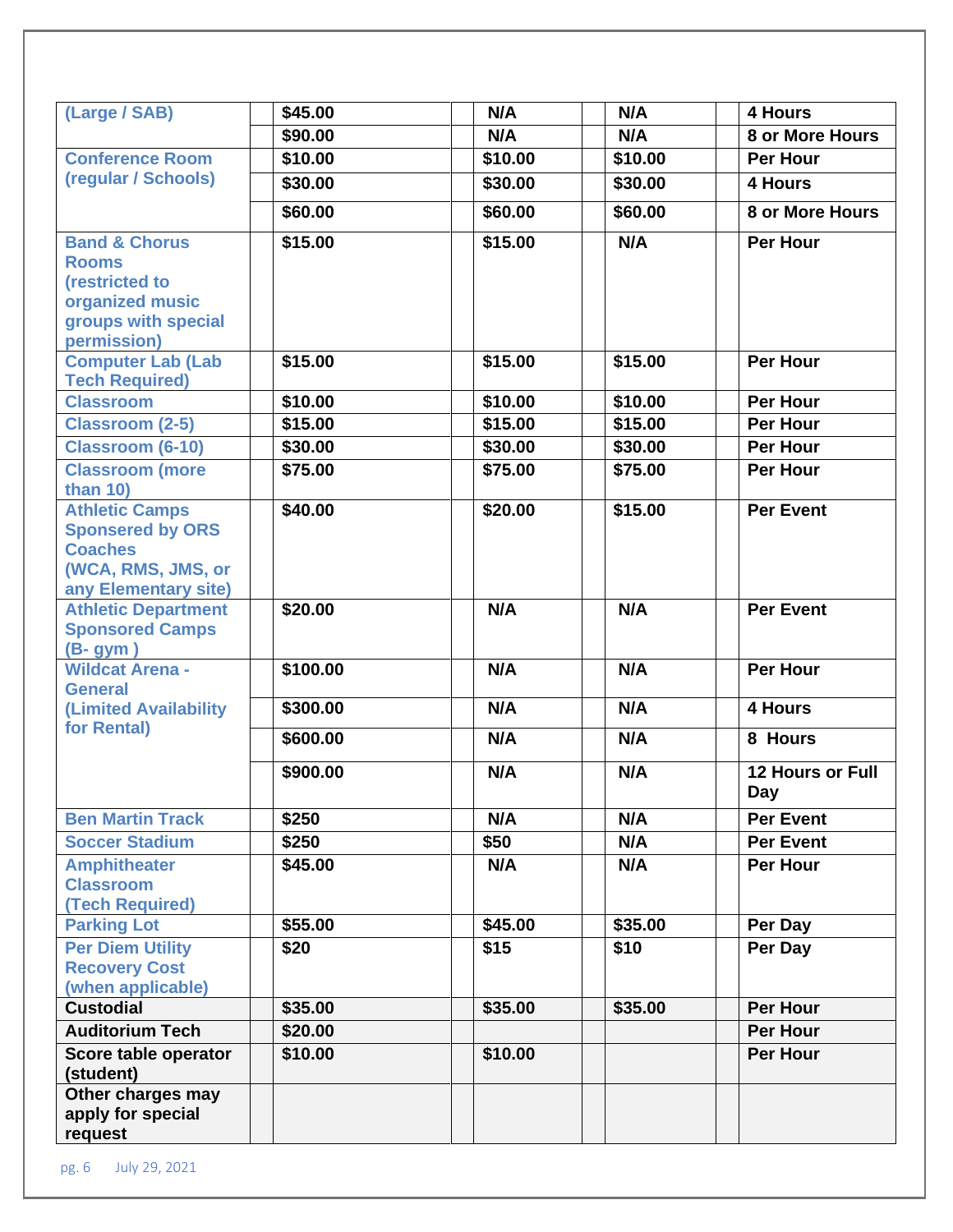| (Large / SAB) | $45.00 | N/A | N/A | 4 Hours |
|---|---|---|---|---|
| | $90.00 | N/A | N/A | 8 or More Hours |
| Conference Room (regular / Schools) | $10.00 | $10.00 | $10.00 | Per Hour |
| | $30.00 | $30.00 | $30.00 | 4 Hours |
| | $60.00 | $60.00 | $60.00 | 8 or More Hours |
| Band & Chorus Rooms (restricted to organized music groups with special permission) | $15.00 | $15.00 | N/A | Per Hour |
| Computer Lab (Lab Tech Required) | $15.00 | $15.00 | $15.00 | Per Hour |
| Classroom | $10.00 | $10.00 | $10.00 | Per Hour |
| Classroom (2-5) | $15.00 | $15.00 | $15.00 | Per Hour |
| Classroom (6-10) | $30.00 | $30.00 | $30.00 | Per Hour |
| Classroom (more than 10) | $75.00 | $75.00 | $75.00 | Per Hour |
| Athletic Camps Sponsered by ORS Coaches (WCA, RMS, JMS, or any Elementary site) | $40.00 | $20.00 | $15.00 | Per Event |
| Athletic Department Sponsored Camps (B- gym ) | $20.00 | N/A | N/A | Per Event |
| Wildcat Arena - General (Limited Availability for Rental) | $100.00 | N/A | N/A | Per Hour |
| | $300.00 | N/A | N/A | 4 Hours |
| | $600.00 | N/A | N/A | 8 Hours |
| | $900.00 | N/A | N/A | 12 Hours or Full Day |
| Ben Martin Track | $250 | N/A | N/A | Per Event |
| Soccer Stadium | $250 | $50 | N/A | Per Event |
| Amphitheater Classroom (Tech Required) | $45.00 | N/A | N/A | Per Hour |
| Parking Lot | $55.00 | $45.00 | $35.00 | Per Day |
| Per Diem Utility Recovery Cost (when applicable) | $20 | $15 | $10 | Per Day |
| Custodial | $35.00 | $35.00 | $35.00 | Per Hour |
| Auditorium Tech | $20.00 | | | Per Hour |
| Score table operator (student) | $10.00 | $10.00 | | Per Hour |
| Other charges may apply for special request | | | | |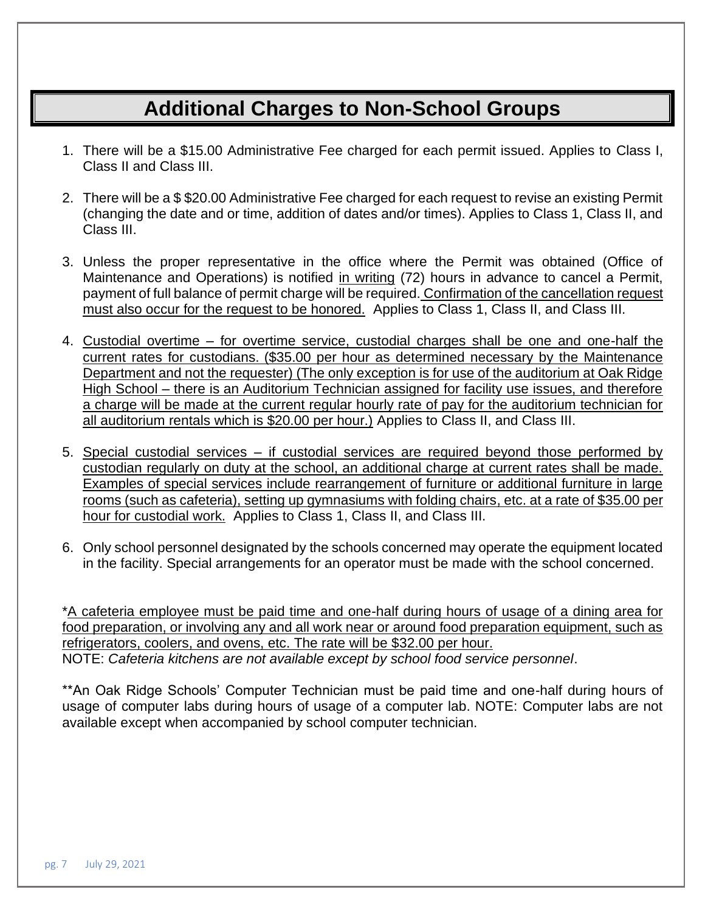# Additional Charges to Non-School Groups

1. There will be a $15.00 Administrative Fee charged for each permit issued. Applies to Class I, Class II and Class III.

2. There will be a $ $20.00 Administrative Fee charged for each request to revise an existing Permit (changing the date and or time, addition of dates and/or times). Applies to Class 1, Class II, and Class III.

3. Unless the proper representative in the office where the Permit was obtained (Office of Maintenance and Operations) is notified in writing (72) hours in advance to cancel a Permit, payment of full balance of permit charge will be required. Confirmation of the cancellation request must also occur for the request to be honored. Applies to Class 1, Class II, and Class III.

4. Custodial overtime – for overtime service, custodial charges shall be one and one-half the current rates for custodians. ($35.00 per hour as determined necessary by the Maintenance Department and not the requester) (The only exception is for use of the auditorium at Oak Ridge High School – there is an Auditorium Technician assigned for facility use issues, and therefore a charge will be made at the current regular hourly rate of pay for the auditorium technician for all auditorium rentals which is $20.00 per hour.) Applies to Class II, and Class III.

5. Special custodial services – if custodial services are required beyond those performed by custodian regularly on duty at the school, an additional charge at current rates shall be made. Examples of special services include rearrangement of furniture or additional furniture in large rooms (such as cafeteria), setting up gymnasiums with folding chairs, etc. at a rate of $35.00 per hour for custodial work. Applies to Class 1, Class II, and Class III.

6. Only school personnel designated by the schools concerned may operate the equipment located in the facility. Special arrangements for an operator must be made with the school concerned.

*A cafeteria employee must be paid time and one-half during hours of usage of a dining area for food preparation, or involving any and all work near or around food preparation equipment, such as refrigerators, coolers, and ovens, etc. The rate will be $32.00 per hour.
NOTE: *Cafeteria kitchens are not available except by school food service personnel*.

**An Oak Ridge Schools' Computer Technician must be paid time and one-half during hours of usage of computer labs during hours of usage of a computer lab. NOTE: Computer labs are not available except when accompanied by school computer technician.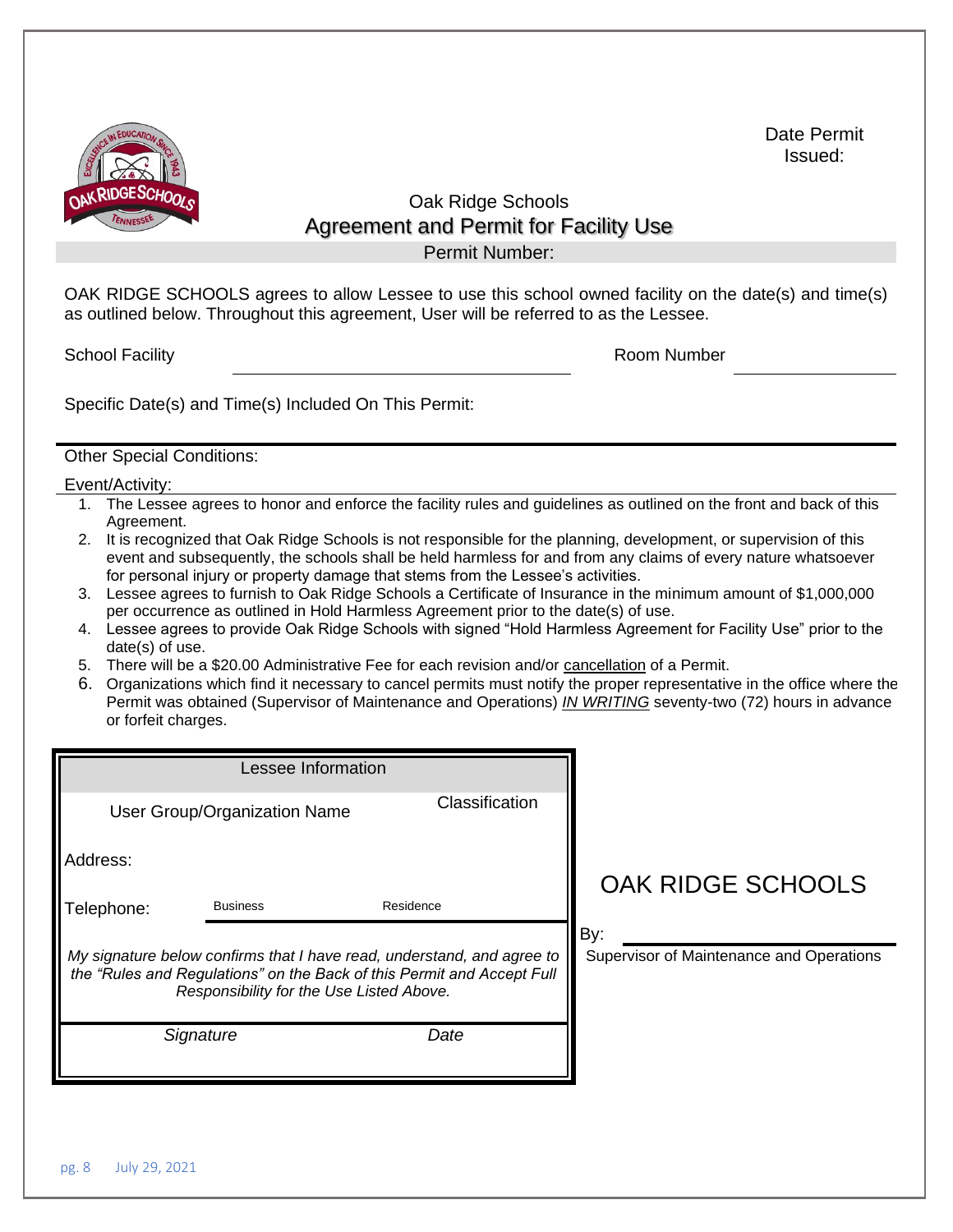Date Permit Issued:

# Oak Ridge Schools
## Agreement and Permit for Facility Use

Permit Number:

OAK RIDGE SCHOOLS agrees to allow Lessee to use this school owned facility on the date(s) and time(s) as outlined below. Throughout this agreement, User will be referred to as the Lessee.

School Facility ______________________ Room Number ______________

Specific Date(s) and Time(s) Included On This Permit:

Other Special Conditions:

Event/Activity:

1. The Lessee agrees to honor and enforce the facility rules and guidelines as outlined on the front and back of this Agreement.
2. It is recognized that Oak Ridge Schools is not responsible for the planning, development, or supervision of this event and subsequently, the schools shall be held harmless for and from any claims of every nature whatsoever for personal injury or property damage that stems from the Lessee's activities.
3. Lessee agrees to furnish to Oak Ridge Schools a Certificate of Insurance in the minimum amount of $1,000,000 per occurrence as outlined in Hold Harmless Agreement prior to the date(s) of use.
4. Lessee agrees to provide Oak Ridge Schools with signed "Hold Harmless Agreement for Facility Use" prior to the date(s) of use.
5. There will be a $20.00 Administrative Fee for each revision and/or cancellation of a Permit.
6. Organizations which find it necessary to cancel permits must notify the proper representative in the office where the Permit was obtained (Supervisor of Maintenance and Operations) *IN WRITING* seventy-two (72) hours in advance or forfeit charges.

**Lessee Information**

User Group/Organization Name | Classification

Address:

Telephone: Business ____________ Residence ____________

*My signature below confirms that I have read, understand, and agree to the "Rules and Regulations" on the Back of this Permit and Accept Full Responsibility for the Use Listed Above.*

*Signature* ____________ *Date* ____________

OAK RIDGE SCHOOLS

By: ______________________

Supervisor of Maintenance and Operations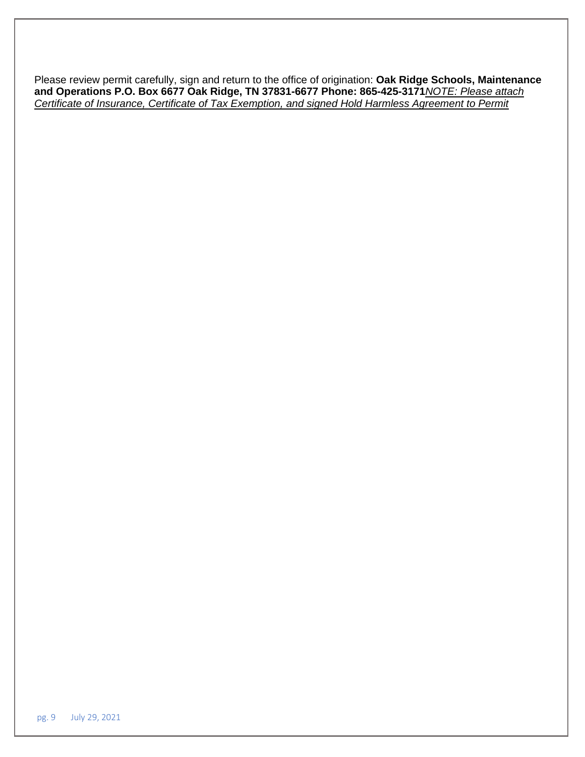Please review permit carefully, sign and return to the office of origination: **Oak Ridge Schools, Maintenance and Operations P.O. Box 6677 Oak Ridge, TN 37831-6677 Phone: 865-425-3171***NOTE: Please attach Certificate of Insurance, Certificate of Tax Exemption, and signed Hold Harmless Agreement to Permit*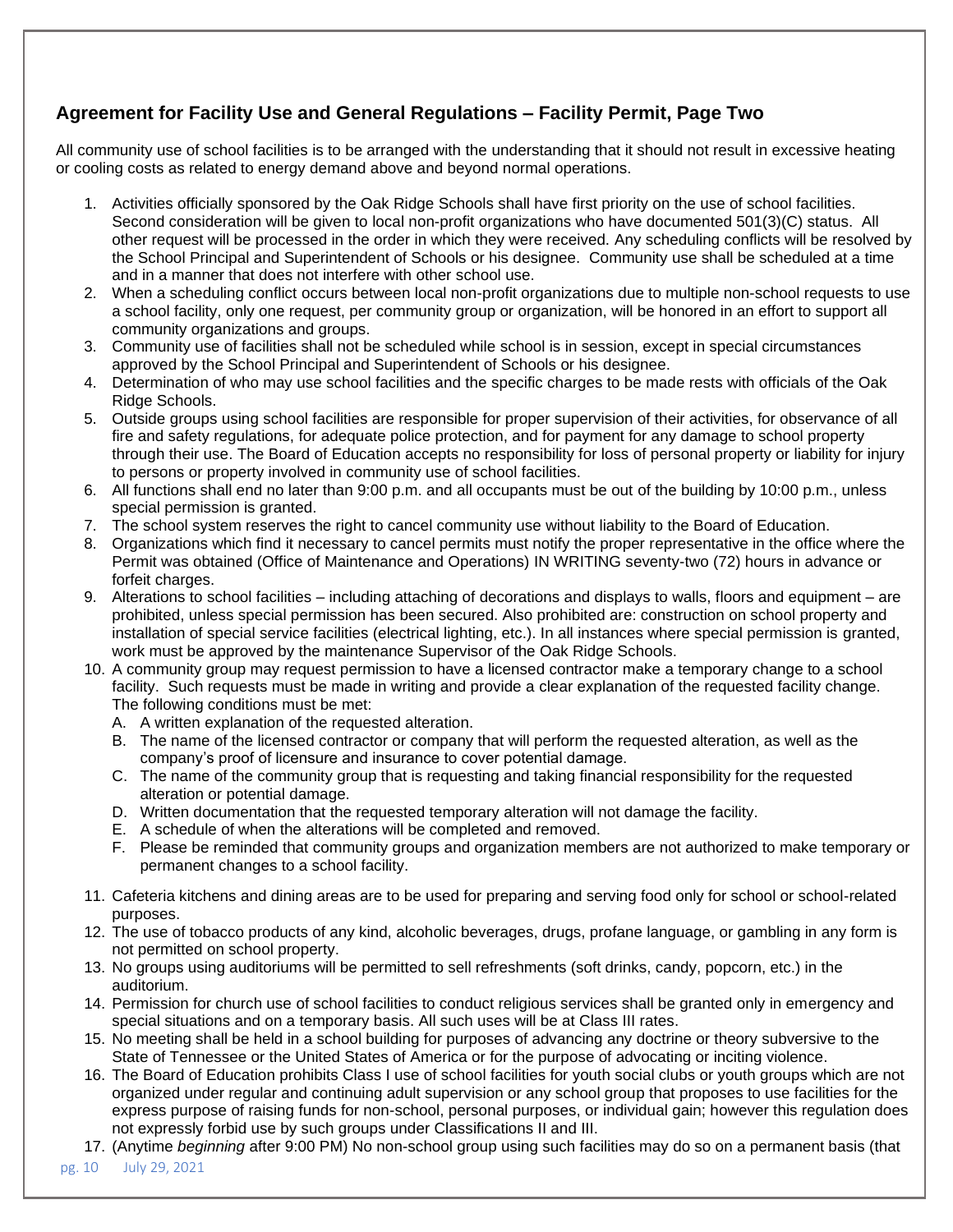## Agreement for Facility Use and General Regulations – Facility Permit, Page Two

All community use of school facilities is to be arranged with the understanding that it should not result in excessive heating or cooling costs as related to energy demand above and beyond normal operations.

1. Activities officially sponsored by the Oak Ridge Schools shall have first priority on the use of school facilities. Second consideration will be given to local non-profit organizations who have documented 501(3)(C) status. All other request will be processed in the order in which they were received. Any scheduling conflicts will be resolved by the School Principal and Superintendent of Schools or his designee. Community use shall be scheduled at a time and in a manner that does not interfere with other school use.
2. When a scheduling conflict occurs between local non-profit organizations due to multiple non-school requests to use a school facility, only one request, per community group or organization, will be honored in an effort to support all community organizations and groups.
3. Community use of facilities shall not be scheduled while school is in session, except in special circumstances approved by the School Principal and Superintendent of Schools or his designee.
4. Determination of who may use school facilities and the specific charges to be made rests with officials of the Oak Ridge Schools.
5. Outside groups using school facilities are responsible for proper supervision of their activities, for observance of all fire and safety regulations, for adequate police protection, and for payment for any damage to school property through their use. The Board of Education accepts no responsibility for loss of personal property or liability for injury to persons or property involved in community use of school facilities.
6. All functions shall end no later than 9:00 p.m. and all occupants must be out of the building by 10:00 p.m., unless special permission is granted.
7. The school system reserves the right to cancel community use without liability to the Board of Education.
8. Organizations which find it necessary to cancel permits must notify the proper representative in the office where the Permit was obtained (Office of Maintenance and Operations) IN WRITING seventy-two (72) hours in advance or forfeit charges.
9. Alterations to school facilities – including attaching of decorations and displays to walls, floors and equipment – are prohibited, unless special permission has been secured. Also prohibited are: construction on school property and installation of special service facilities (electrical lighting, etc.). In all instances where special permission is granted, work must be approved by the maintenance Supervisor of the Oak Ridge Schools.
10. A community group may request permission to have a licensed contractor make a temporary change to a school facility. Such requests must be made in writing and provide a clear explanation of the requested facility change. The following conditions must be met:
    A. A written explanation of the requested alteration.
    B. The name of the licensed contractor or company that will perform the requested alteration, as well as the company's proof of licensure and insurance to cover potential damage.
    C. The name of the community group that is requesting and taking financial responsibility for the requested alteration or potential damage.
    D. Written documentation that the requested temporary alteration will not damage the facility.
    E. A schedule of when the alterations will be completed and removed.
    F. Please be reminded that community groups and organization members are not authorized to make temporary or permanent changes to a school facility.
11. Cafeteria kitchens and dining areas are to be used for preparing and serving food only for school or school-related purposes.
12. The use of tobacco products of any kind, alcoholic beverages, drugs, profane language, or gambling in any form is not permitted on school property.
13. No groups using auditoriums will be permitted to sell refreshments (soft drinks, candy, popcorn, etc.) in the auditorium.
14. Permission for church use of school facilities to conduct religious services shall be granted only in emergency and special situations and on a temporary basis. All such uses will be at Class III rates.
15. No meeting shall be held in a school building for purposes of advancing any doctrine or theory subversive to the State of Tennessee or the United States of America or for the purpose of advocating or inciting violence.
16. The Board of Education prohibits Class I use of school facilities for youth social clubs or youth groups which are not organized under regular and continuing adult supervision or any school group that proposes to use facilities for the express purpose of raising funds for non-school, personal purposes, or individual gain; however this regulation does not expressly forbid use by such groups under Classifications II and III.
17. (Anytime *beginning* after 9:00 PM) No non-school group using such facilities may do so on a permanent basis (that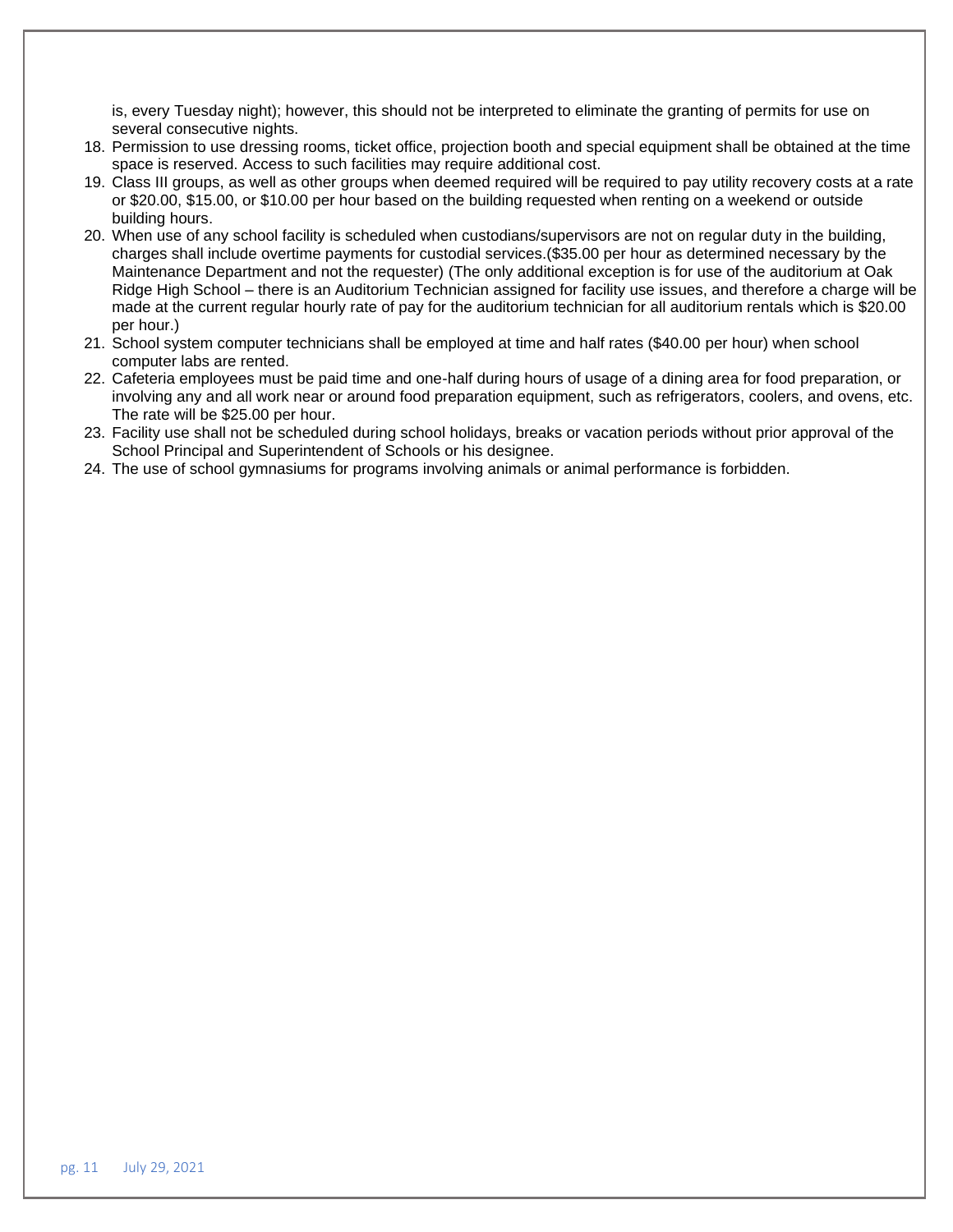is, every Tuesday night); however, this should not be interpreted to eliminate the granting of permits for use on several consecutive nights.

18. Permission to use dressing rooms, ticket office, projection booth and special equipment shall be obtained at the time space is reserved. Access to such facilities may require additional cost.
19. Class III groups, as well as other groups when deemed required will be required to pay utility recovery costs at a rate or $20.00, $15.00, or $10.00 per hour based on the building requested when renting on a weekend or outside building hours.
20. When use of any school facility is scheduled when custodians/supervisors are not on regular duty in the building, charges shall include overtime payments for custodial services.($35.00 per hour as determined necessary by the Maintenance Department and not the requester) (The only additional exception is for use of the auditorium at Oak Ridge High School – there is an Auditorium Technician assigned for facility use issues, and therefore a charge will be made at the current regular hourly rate of pay for the auditorium technician for all auditorium rentals which is $20.00 per hour.)
21. School system computer technicians shall be employed at time and half rates ($40.00 per hour) when school computer labs are rented.
22. Cafeteria employees must be paid time and one-half during hours of usage of a dining area for food preparation, or involving any and all work near or around food preparation equipment, such as refrigerators, coolers, and ovens, etc. The rate will be $25.00 per hour.
23. Facility use shall not be scheduled during school holidays, breaks or vacation periods without prior approval of the School Principal and Superintendent of Schools or his designee.
24. The use of school gymnasiums for programs involving animals or animal performance is forbidden.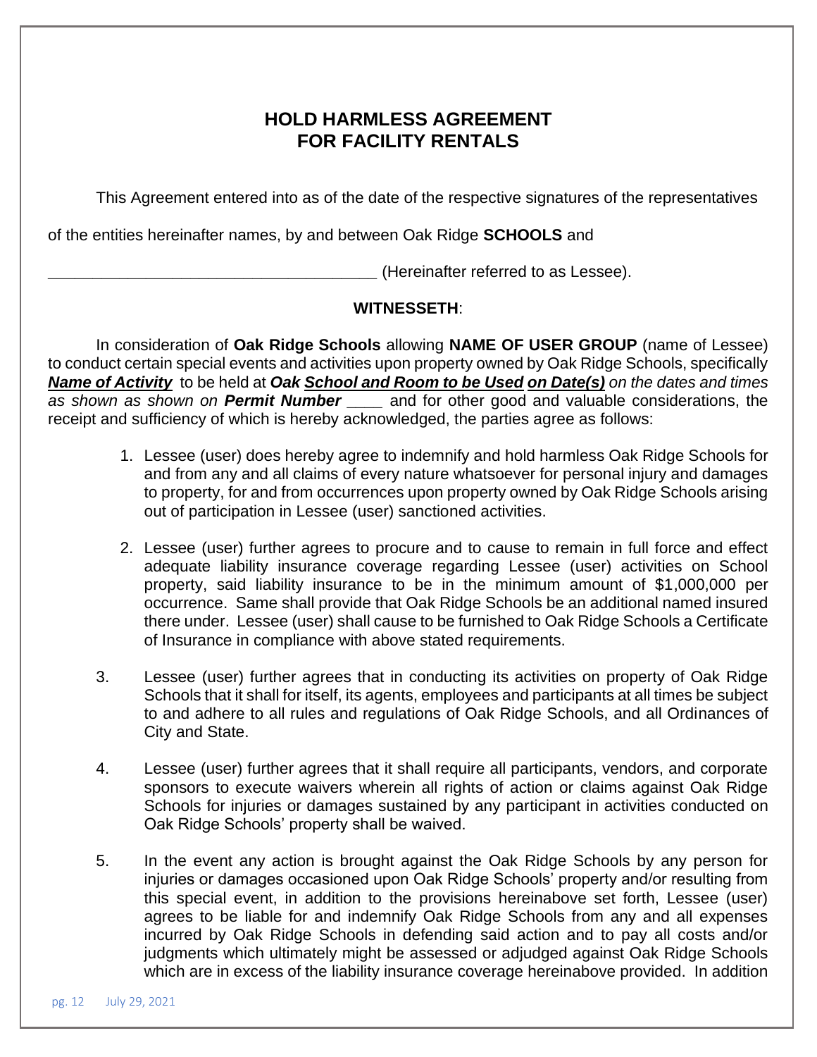# HOLD HARMLESS AGREEMENT FOR FACILITY RENTALS

This Agreement entered into as of the date of the respective signatures of the representatives of the entities hereinafter names, by and between Oak Ridge **SCHOOLS** and

_____________________________________ (Hereinafter referred to as Lessee).

**WITNESSETH**:

In consideration of **Oak Ridge Schools** allowing **NAME OF USER GROUP** (name of Lessee) to conduct certain special events and activities upon property owned by Oak Ridge Schools, specifically ***Name of Activity*** to be held at ***Oak School and Room to be Used on Date(s)*** *on the dates and times as shown as shown on* ***Permit Number*** ____ and for other good and valuable considerations, the receipt and sufficiency of which is hereby acknowledged, the parties agree as follows:

1. Lessee (user) does hereby agree to indemnify and hold harmless Oak Ridge Schools for and from any and all claims of every nature whatsoever for personal injury and damages to property, for and from occurrences upon property owned by Oak Ridge Schools arising out of participation in Lessee (user) sanctioned activities.

2. Lessee (user) further agrees to procure and to cause to remain in full force and effect adequate liability insurance coverage regarding Lessee (user) activities on School property, said liability insurance to be in the minimum amount of $1,000,000 per occurrence. Same shall provide that Oak Ridge Schools be an additional named insured there under. Lessee (user) shall cause to be furnished to Oak Ridge Schools a Certificate of Insurance in compliance with above stated requirements.

3. Lessee (user) further agrees that in conducting its activities on property of Oak Ridge Schools that it shall for itself, its agents, employees and participants at all times be subject to and adhere to all rules and regulations of Oak Ridge Schools, and all Ordinances of City and State.

4. Lessee (user) further agrees that it shall require all participants, vendors, and corporate sponsors to execute waivers wherein all rights of action or claims against Oak Ridge Schools for injuries or damages sustained by any participant in activities conducted on Oak Ridge Schools' property shall be waived.

5. In the event any action is brought against the Oak Ridge Schools by any person for injuries or damages occasioned upon Oak Ridge Schools' property and/or resulting from this special event, in addition to the provisions hereinabove set forth, Lessee (user) agrees to be liable for and indemnify Oak Ridge Schools from any and all expenses incurred by Oak Ridge Schools in defending said action and to pay all costs and/or judgments which ultimately might be assessed or adjudged against Oak Ridge Schools which are in excess of the liability insurance coverage hereinabove provided. In addition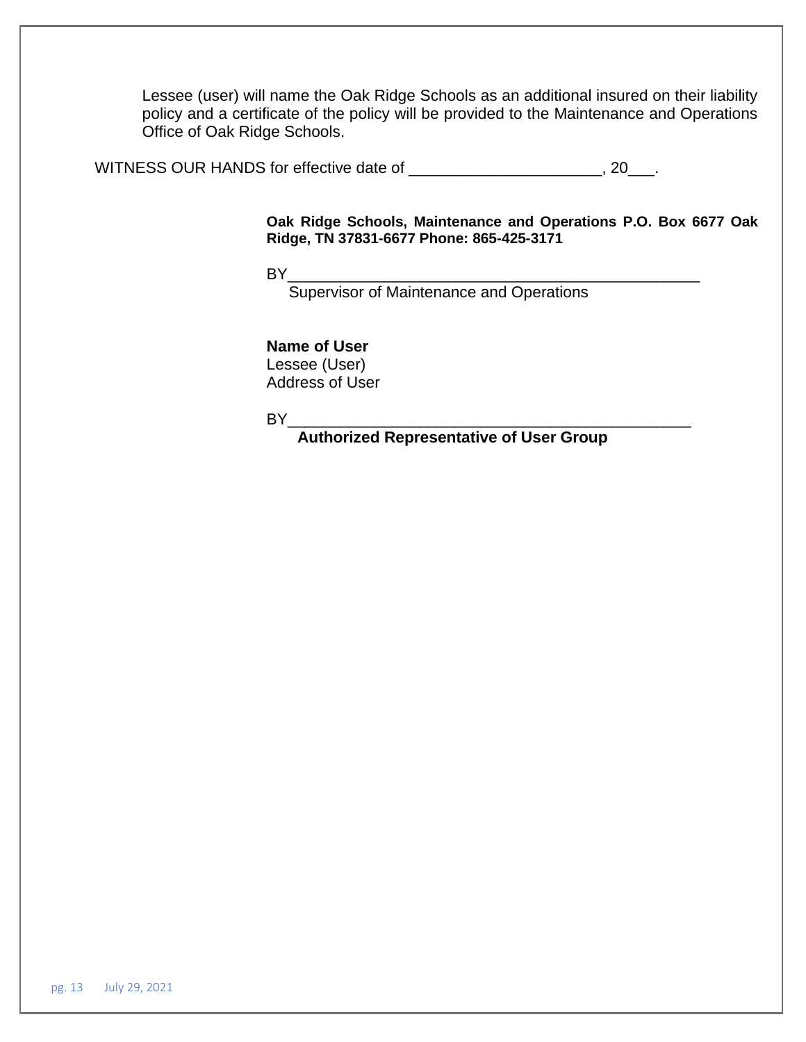Lessee (user) will name the Oak Ridge Schools as an additional insured on their liability policy and a certificate of the policy will be provided to the Maintenance and Operations Office of Oak Ridge Schools.

WITNESS OUR HANDS for effective date of ______________________, 20___.

**Oak Ridge Schools, Maintenance and Operations P.O. Box 6677 Oak Ridge, TN 37831-6677 Phone: 865-425-3171**

BY_______________________________________________

Supervisor of Maintenance and Operations

**Name of User**
Lessee (User)
Address of User

BY_______________________________________________

**Authorized Representative of User Group**